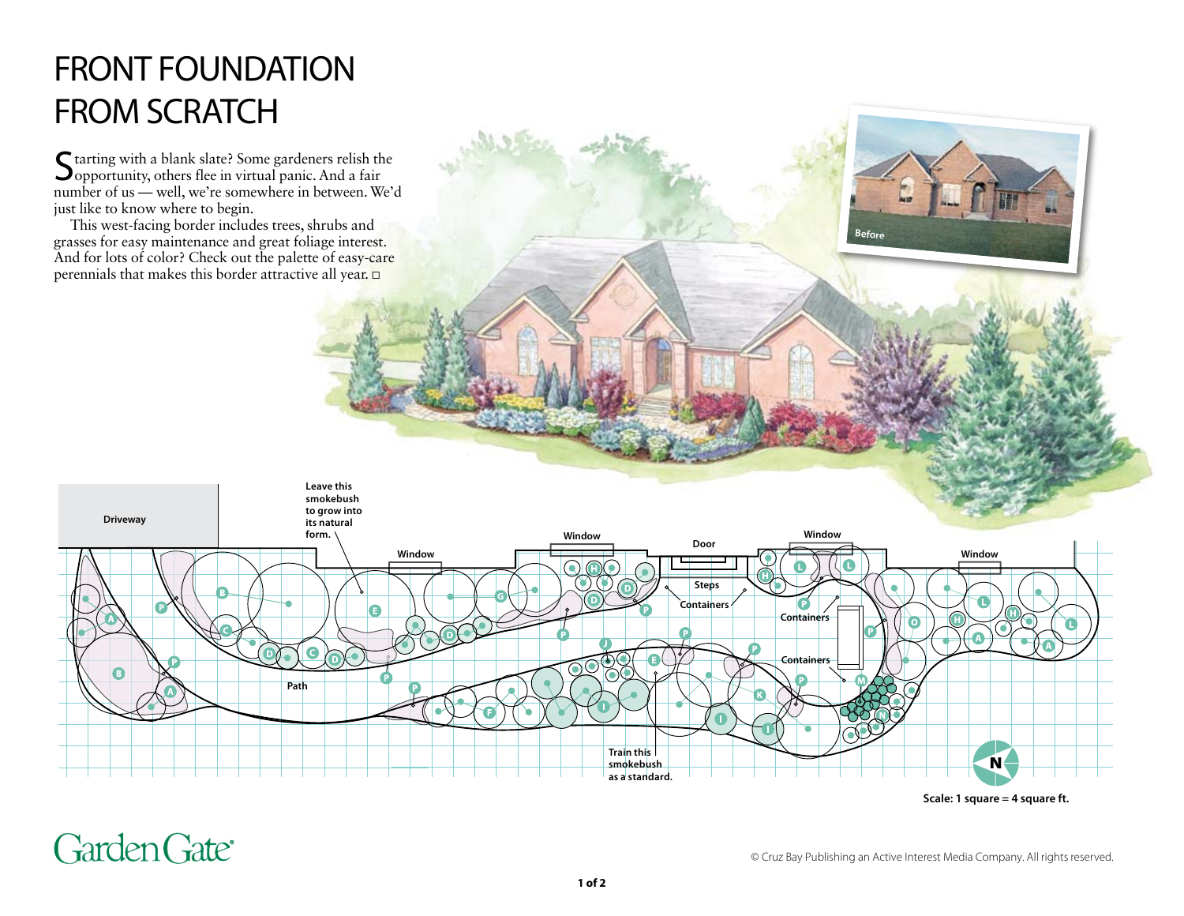# FRONT FOUNDATION FROM SCRATCH

Starting with a blank slate? Some gardeners relish the opportunity, others flee in virtual panic. And a fair number of us — well, we're somewhere in between. We'd just like to know where to begin.

This west-facing border includes trees, shrubs and grasses for easy maintenance and great foliage interest. And for lots of color? Check out the palette of easy-care perennials that makes this border attractive all year. □

Before

Driveway

Leave this smokebush to grow into its natural form.

Window

Window

Door

Steps

Containers

Window

Window

Containers

Containers

Path

Train this smokebush as a standard.

N

Scale: 1 square = 4 square ft.

Garden Gate

© Cruz Bay Publishing an Active Interest Media Company. All rights reserved.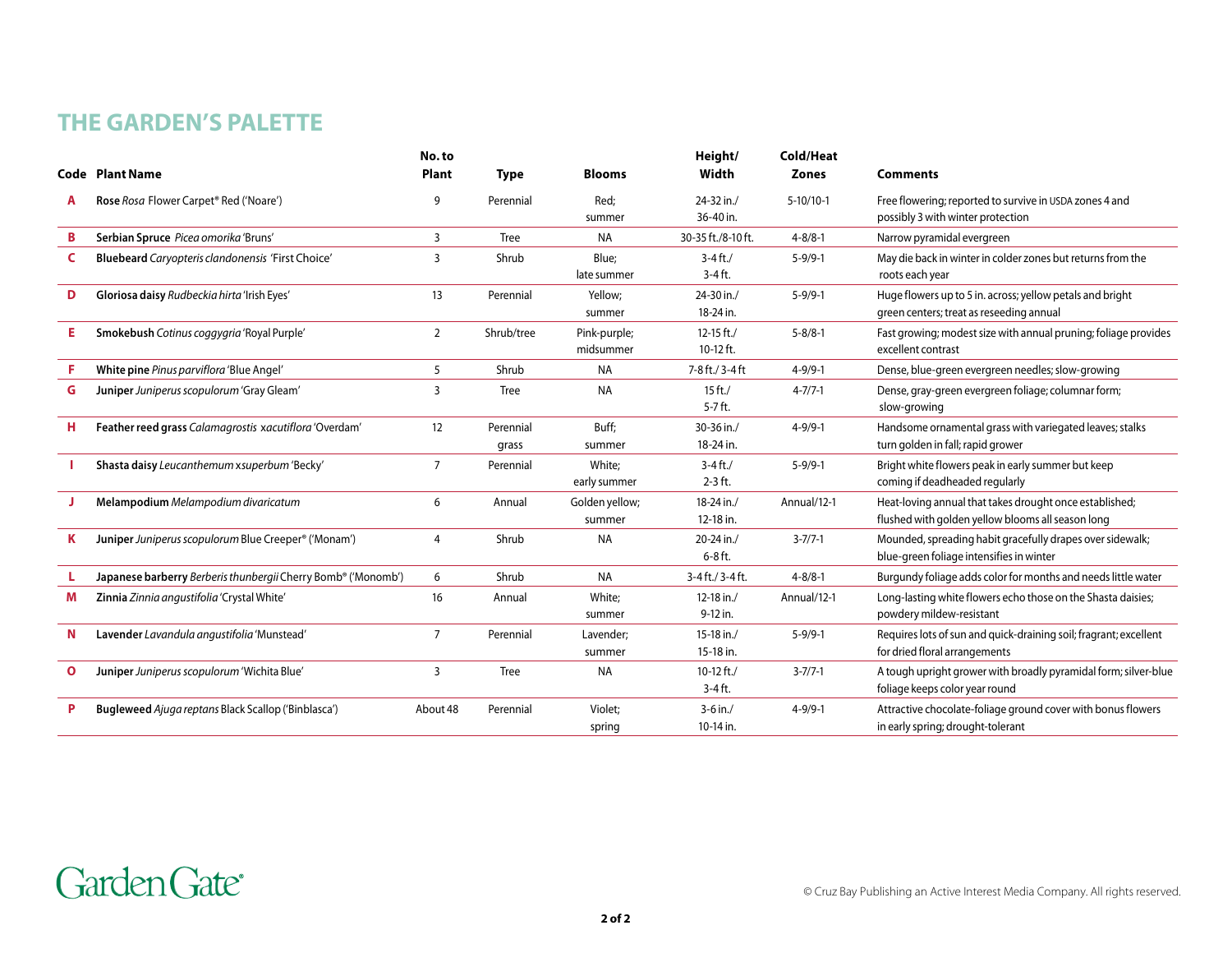## THE GARDEN'S PALETTE

| Code | Plant Name | No. to Plant | Type | Blooms | Height/ Width | Cold/Heat Zones | Comments |
|---|---|---|---|---|---|---|---|
| A | **Rose** *Rosa* Flower Carpet® Red ('Noare') | 9 | Perennial | Red; summer | 24-32 in./ 36-40 in. | 5-10/10-1 | Free flowering; reported to survive in USDA zones 4 and possibly 3 with winter protection |
| B | **Serbian Spruce** *Picea omorika* 'Bruns' | 3 | Tree | NA | 30-35 ft./8-10 ft. | 4-8/8-1 | Narrow pyramidal evergreen |
| C | **Bluebeard** *Caryopteris clandonensis* 'First Choice' | 3 | Shrub | Blue; late summer | 3-4 ft./ 3-4 ft. | 5-9/9-1 | May die back in winter in colder zones but returns from the roots each year |
| D | **Gloriosa daisy** *Rudbeckia hirta* 'Irish Eyes' | 13 | Perennial | Yellow; summer | 24-30 in./ 18-24 in. | 5-9/9-1 | Huge flowers up to 5 in. across; yellow petals and bright green centers; treat as reseeding annual |
| E | **Smokebush** *Cotinus coggygria* 'Royal Purple' | 2 | Shrub/tree | Pink-purple; midsummer | 12-15 ft./ 10-12 ft. | 5-8/8-1 | Fast growing; modest size with annual pruning; foliage provides excellent contrast |
| F | **White pine** *Pinus parviflora* 'Blue Angel' | 5 | Shrub | NA | 7-8 ft./ 3-4 ft | 4-9/9-1 | Dense, blue-green evergreen needles; slow-growing |
| G | **Juniper** *Juniperus scopulorum* 'Gray Gleam' | 3 | Tree | NA | 15 ft./ 5-7 ft. | 4-7/7-1 | Dense, gray-green evergreen foliage; columnar form; slow-growing |
| H | **Feather reed grass** *Calamagrostis xacutiflora* 'Overdam' | 12 | Perennial grass | Buff; summer | 30-36 in./ 18-24 in. | 4-9/9-1 | Handsome ornamental grass with variegated leaves; stalks turn golden in fall; rapid grower |
| I | **Shasta daisy** *Leucanthemum xsuperbum* 'Becky' | 7 | Perennial | White; early summer | 3-4 ft./ 2-3 ft. | 5-9/9-1 | Bright white flowers peak in early summer but keep coming if deadheaded regularly |
| J | **Melampodium** *Melampodium divaricatum* | 6 | Annual | Golden yellow; summer | 18-24 in./ 12-18 in. | Annual/12-1 | Heat-loving annual that takes drought once established; flushed with golden yellow blooms all season long |
| K | **Juniper** *Juniperus scopulorum* Blue Creeper® ('Monam') | 4 | Shrub | NA | 20-24 in./ 6-8 ft. | 3-7/7-1 | Mounded, spreading habit gracefully drapes over sidewalk; blue-green foliage intensifies in winter |
| L | **Japanese barberry** *Berberis thunbergii* Cherry Bomb® ('Monomb') | 6 | Shrub | NA | 3-4 ft./ 3-4 ft. | 4-8/8-1 | Burgundy foliage adds color for months and needs little water |
| M | **Zinnia** *Zinnia angustifolia* 'Crystal White' | 16 | Annual | White; summer | 12-18 in./ 9-12 in. | Annual/12-1 | Long-lasting white flowers echo those on the Shasta daisies; powdery mildew-resistant |
| N | **Lavender** *Lavandula angustifolia* 'Munstead' | 7 | Perennial | Lavender; summer | 15-18 in./ 15-18 in. | 5-9/9-1 | Requires lots of sun and quick-draining soil; fragrant; excellent for dried floral arrangements |
| O | **Juniper** *Juniperus scopulorum* 'Wichita Blue' | 3 | Tree | NA | 10-12 ft./ 3-4 ft. | 3-7/7-1 | A tough upright grower with broadly pyramidal form; silver-blue foliage keeps color year round |
| P | **Bugleweed** *Ajuga reptans* Black Scallop ('Binblasca') | About 48 | Perennial | Violet; spring | 3-6 in./ 10-14 in. | 4-9/9-1 | Attractive chocolate-foliage ground cover with bonus flowers in early spring; drought-tolerant |

Garden Gate®

© Cruz Bay Publishing an Active Interest Media Company. All rights reserved.